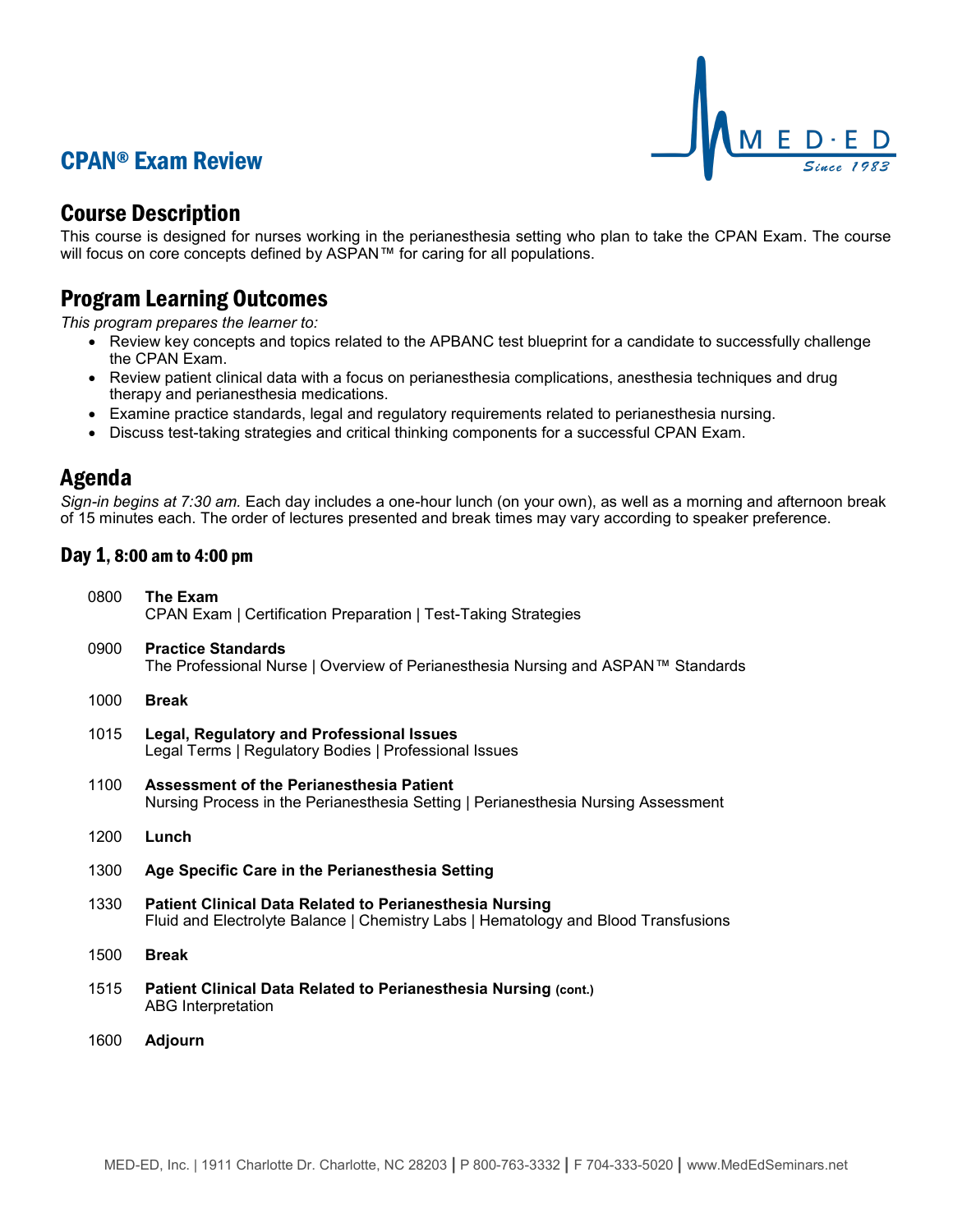# CPAN® Exam Review

## Course Description

This course is designed for nurses working in the perianesthesia setting who plan to take the CPAN Exam. The course will focus on core concepts defined by ASPAN™ for caring for all populations.

## Program Learning Outcomes

*This program prepares the learner to:*

- Review key concepts and topics related to the APBANC test blueprint for a candidate to successfully challenge the CPAN Exam.
- Review patient clinical data with a focus on perianesthesia complications, anesthesia techniques and drug therapy and perianesthesia medications.
- Examine practice standards, legal and regulatory requirements related to perianesthesia nursing.
- Discuss test-taking strategies and critical thinking components for a successful CPAN Exam.

## Agenda

*Sign-in begins at 7:30 am.* Each day includes a one-hour lunch (on your own), as well as a morning and afternoon break of 15 minutes each. The order of lectures presented and break times may vary according to speaker preference.

### Day 1, 8:00 am to 4:00 pm

0800 **The Exam**
CPAN Exam | Certification Preparation | Test-Taking Strategies

0900 **Practice Standards**
The Professional Nurse | Overview of Perianesthesia Nursing and ASPAN™ Standards

1000 **Break**

1015 **Legal, Regulatory and Professional Issues**
Legal Terms | Regulatory Bodies | Professional Issues

1100 **Assessment of the Perianesthesia Patient**
Nursing Process in the Perianesthesia Setting | Perianesthesia Nursing Assessment

1200 **Lunch**

1300 **Age Specific Care in the Perianesthesia Setting**

1330 **Patient Clinical Data Related to Perianesthesia Nursing**
Fluid and Electrolyte Balance | Chemistry Labs | Hematology and Blood Transfusions

1500 **Break**

1515 **Patient Clinical Data Related to Perianesthesia Nursing (cont.)**
ABG Interpretation

1600 **Adjourn**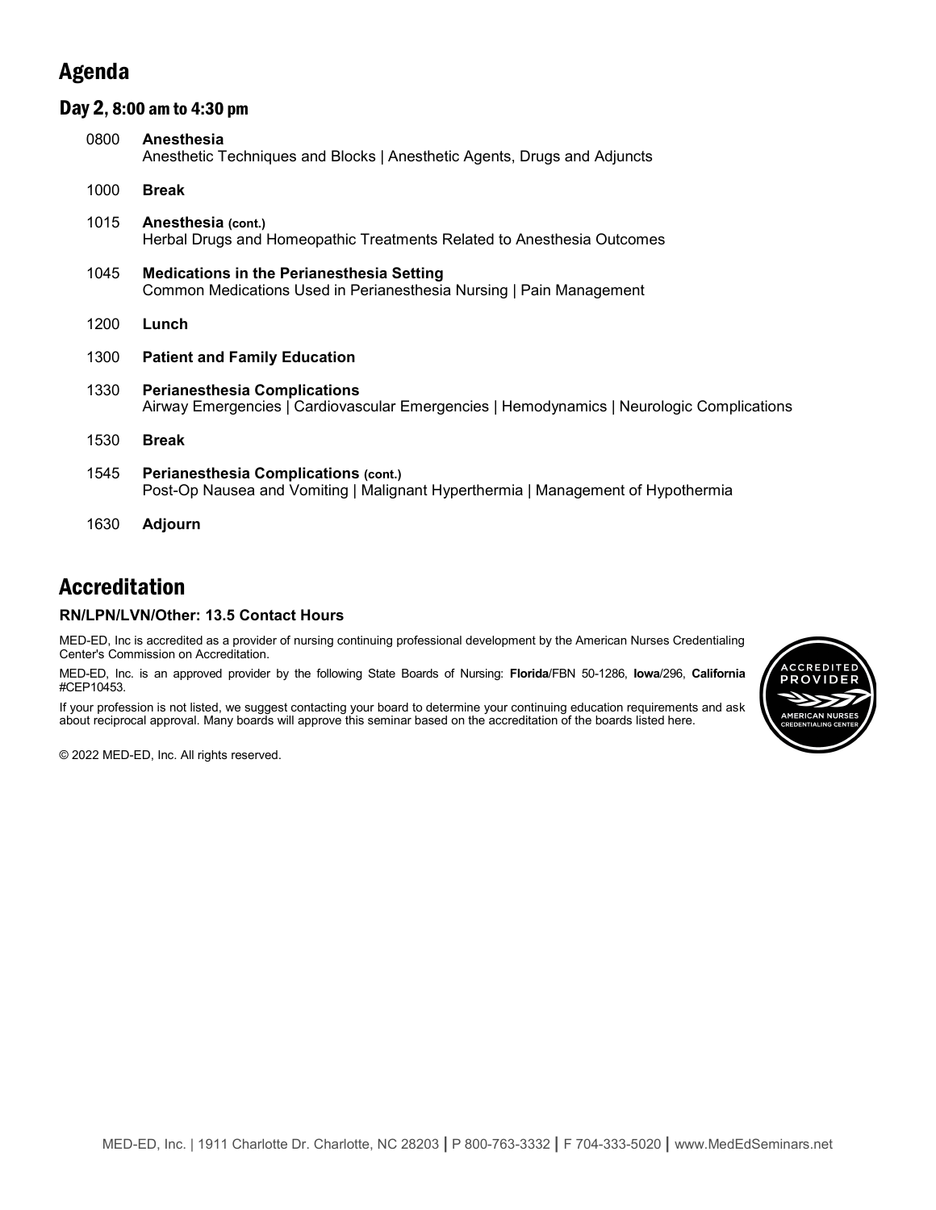# Agenda

## Day 2, 8:00 am to 4:30 pm

0800 **Anesthesia**
Anesthetic Techniques and Blocks | Anesthetic Agents, Drugs and Adjuncts

1000 **Break**

1015 **Anesthesia (cont.)**
Herbal Drugs and Homeopathic Treatments Related to Anesthesia Outcomes

1045 **Medications in the Perianesthesia Setting**
Common Medications Used in Perianesthesia Nursing | Pain Management

1200 **Lunch**

1300 **Patient and Family Education**

1330 **Perianesthesia Complications**
Airway Emergencies | Cardiovascular Emergencies | Hemodynamics | Neurologic Complications

1530 **Break**

1545 **Perianesthesia Complications (cont.)**
Post-Op Nausea and Vomiting | Malignant Hyperthermia | Management of Hypothermia

1630 **Adjourn**

# Accreditation

**RN/LPN/LVN/Other: 13.5 Contact Hours**

MED-ED, Inc is accredited as a provider of nursing continuing professional development by the American Nurses Credentialing Center's Commission on Accreditation.

MED-ED, Inc. is an approved provider by the following State Boards of Nursing: **Florida**/FBN 50-1286, **Iowa**/296, **California** #CEP10453.

If your profession is not listed, we suggest contacting your board to determine your continuing education requirements and ask about reciprocal approval. Many boards will approve this seminar based on the accreditation of the boards listed here.

© 2022 MED-ED, Inc. All rights reserved.

MED-ED, Inc. | 1911 Charlotte Dr. Charlotte, NC 28203 | P 800-763-3332 | F 704-333-5020 | www.MedEdSeminars.net